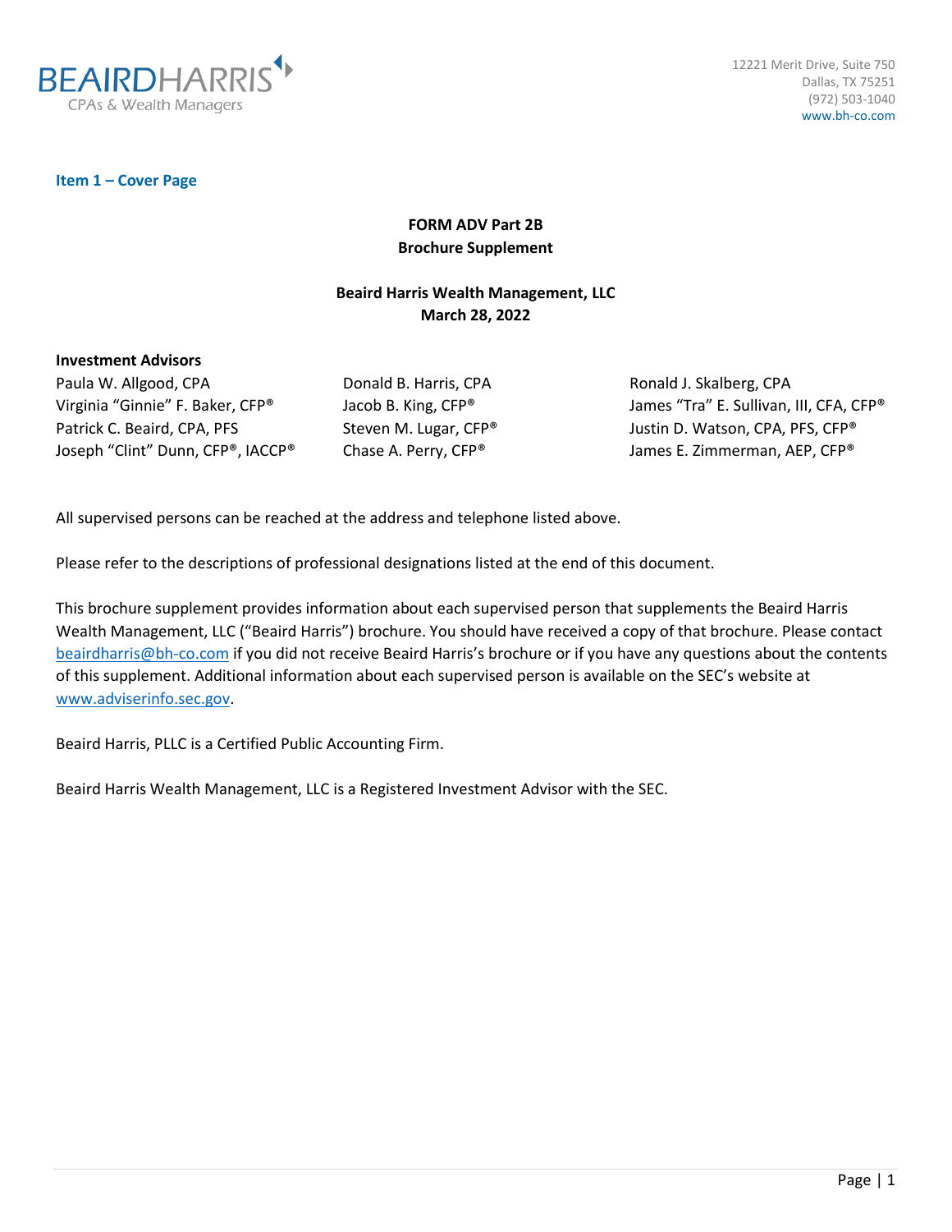BEAIRDHARRIS
CPAs & Wealth Managers

12221 Merit Drive, Suite 750
Dallas, TX 75251
(972) 503-1040
www.bh-co.com

## Item 1 – Cover Page

**FORM ADV Part 2B**
**Brochure Supplement**

**Beaird Harris Wealth Management, LLC**
**March 28, 2022**

**Investment Advisors**

Paula W. Allgood, CPA
Virginia “Ginnie” F. Baker, CFP®
Patrick C. Beaird, CPA, PFS
Joseph “Clint” Dunn, CFP®, IACCP®
Donald B. Harris, CPA
Jacob B. King, CFP®
Steven M. Lugar, CFP®
Chase A. Perry, CFP®
Ronald J. Skalberg, CPA
James “Tra” E. Sullivan, III, CFA, CFP®
Justin D. Watson, CPA, PFS, CFP®
James E. Zimmerman, AEP, CFP®

All supervised persons can be reached at the address and telephone listed above.

Please refer to the descriptions of professional designations listed at the end of this document.

This brochure supplement provides information about each supervised person that supplements the Beaird Harris Wealth Management, LLC (“Beaird Harris”) brochure. You should have received a copy of that brochure. Please contact beairdharris@bh-co.com if you did not receive Beaird Harris’s brochure or if you have any questions about the contents of this supplement. Additional information about each supervised person is available on the SEC’s website at www.adviserinfo.sec.gov.

Beaird Harris, PLLC is a Certified Public Accounting Firm.

Beaird Harris Wealth Management, LLC is a Registered Investment Advisor with the SEC.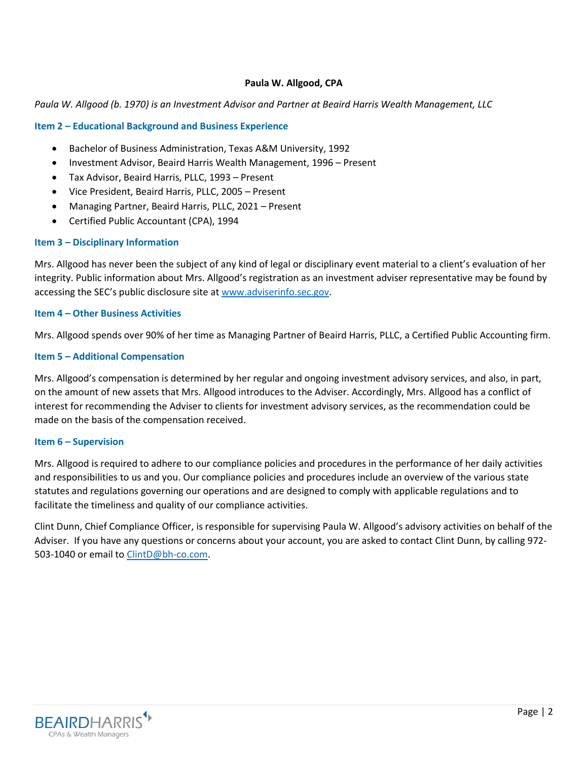## Paula W. Allgood, CPA

*Paula W. Allgood (b. 1970) is an Investment Advisor and Partner at Beaird Harris Wealth Management, LLC*

### Item 2 – Educational Background and Business Experience

- Bachelor of Business Administration, Texas A&M University, 1992
- Investment Advisor, Beaird Harris Wealth Management, 1996 – Present
- Tax Advisor, Beaird Harris, PLLC, 1993 – Present
- Vice President, Beaird Harris, PLLC, 2005 – Present
- Managing Partner, Beaird Harris, PLLC, 2021 – Present
- Certified Public Accountant (CPA), 1994

### Item 3 – Disciplinary Information

Mrs. Allgood has never been the subject of any kind of legal or disciplinary event material to a client's evaluation of her integrity. Public information about Mrs. Allgood's registration as an investment adviser representative may be found by accessing the SEC's public disclosure site at [www.adviserinfo.sec.gov](http://www.adviserinfo.sec.gov).

### Item 4 – Other Business Activities

Mrs. Allgood spends over 90% of her time as Managing Partner of Beaird Harris, PLLC, a Certified Public Accounting firm.

### Item 5 – Additional Compensation

Mrs. Allgood's compensation is determined by her regular and ongoing investment advisory services, and also, in part, on the amount of new assets that Mrs. Allgood introduces to the Adviser. Accordingly, Mrs. Allgood has a conflict of interest for recommending the Adviser to clients for investment advisory services, as the recommendation could be made on the basis of the compensation received.

### Item 6 – Supervision

Mrs. Allgood is required to adhere to our compliance policies and procedures in the performance of her daily activities and responsibilities to us and you. Our compliance policies and procedures include an overview of the various state statutes and regulations governing our operations and are designed to comply with applicable regulations and to facilitate the timeliness and quality of our compliance activities.

Clint Dunn, Chief Compliance Officer, is responsible for supervising Paula W. Allgood's advisory activities on behalf of the Adviser. If you have any questions or concerns about your account, you are asked to contact Clint Dunn, by calling 972-503-1040 or email to [ClintD@bh-co.com](mailto:ClintD@bh-co.com).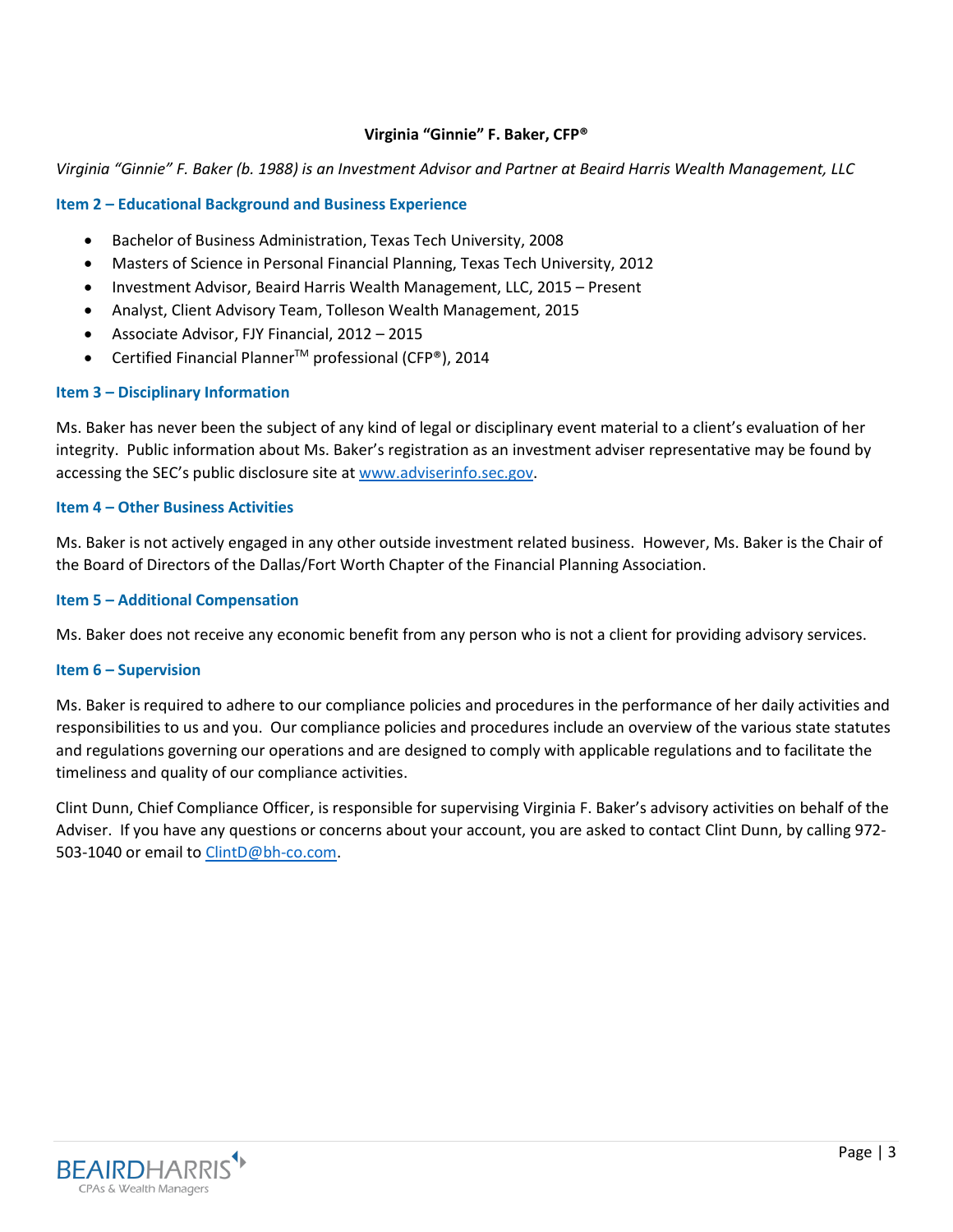## Virginia "Ginnie" F. Baker, CFP®

*Virginia "Ginnie" F. Baker (b. 1988) is an Investment Advisor and Partner at Beaird Harris Wealth Management, LLC*

### Item 2 – Educational Background and Business Experience

- Bachelor of Business Administration, Texas Tech University, 2008
- Masters of Science in Personal Financial Planning, Texas Tech University, 2012
- Investment Advisor, Beaird Harris Wealth Management, LLC, 2015 – Present
- Analyst, Client Advisory Team, Tolleson Wealth Management, 2015
- Associate Advisor, FJY Financial, 2012 – 2015
- Certified Financial Planner™ professional (CFP®), 2014

### Item 3 – Disciplinary Information

Ms. Baker has never been the subject of any kind of legal or disciplinary event material to a client's evaluation of her integrity. Public information about Ms. Baker's registration as an investment adviser representative may be found by accessing the SEC's public disclosure site at www.adviserinfo.sec.gov.

### Item 4 – Other Business Activities

Ms. Baker is not actively engaged in any other outside investment related business. However, Ms. Baker is the Chair of the Board of Directors of the Dallas/Fort Worth Chapter of the Financial Planning Association.

### Item 5 – Additional Compensation

Ms. Baker does not receive any economic benefit from any person who is not a client for providing advisory services.

### Item 6 – Supervision

Ms. Baker is required to adhere to our compliance policies and procedures in the performance of her daily activities and responsibilities to us and you. Our compliance policies and procedures include an overview of the various state statutes and regulations governing our operations and are designed to comply with applicable regulations and to facilitate the timeliness and quality of our compliance activities.

Clint Dunn, Chief Compliance Officer, is responsible for supervising Virginia F. Baker's advisory activities on behalf of the Adviser. If you have any questions or concerns about your account, you are asked to contact Clint Dunn, by calling 972-503-1040 or email to ClintD@bh-co.com.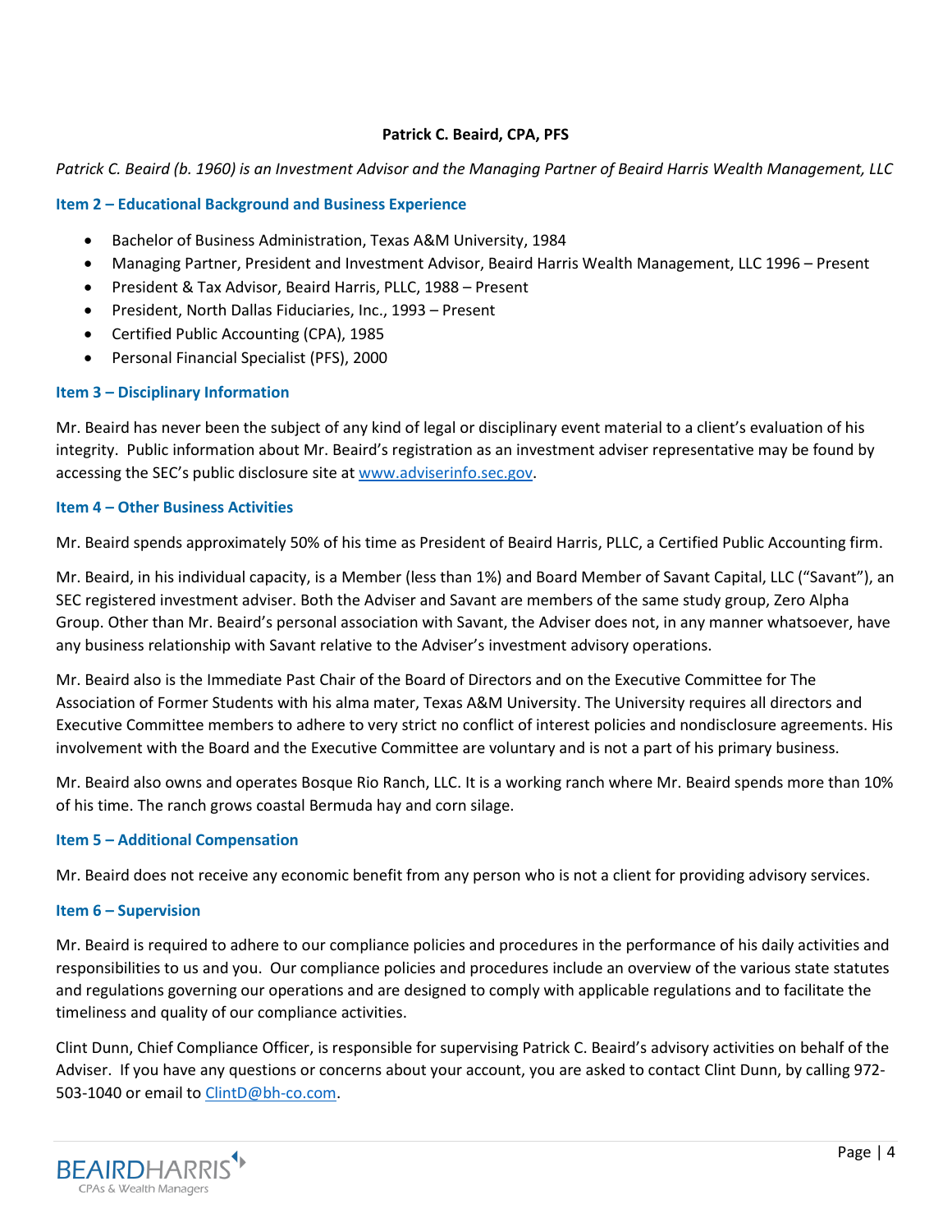**Patrick C. Beaird, CPA, PFS**

*Patrick C. Beaird (b. 1960) is an Investment Advisor and the Managing Partner of Beaird Harris Wealth Management, LLC*

### Item 2 – Educational Background and Business Experience

- Bachelor of Business Administration, Texas A&M University, 1984
- Managing Partner, President and Investment Advisor, Beaird Harris Wealth Management, LLC 1996 – Present
- President & Tax Advisor, Beaird Harris, PLLC, 1988 – Present
- President, North Dallas Fiduciaries, Inc., 1993 – Present
- Certified Public Accounting (CPA), 1985
- Personal Financial Specialist (PFS), 2000

### Item 3 – Disciplinary Information

Mr. Beaird has never been the subject of any kind of legal or disciplinary event material to a client's evaluation of his integrity. Public information about Mr. Beaird's registration as an investment adviser representative may be found by accessing the SEC's public disclosure site at www.adviserinfo.sec.gov.

### Item 4 – Other Business Activities

Mr. Beaird spends approximately 50% of his time as President of Beaird Harris, PLLC, a Certified Public Accounting firm.

Mr. Beaird, in his individual capacity, is a Member (less than 1%) and Board Member of Savant Capital, LLC ("Savant"), an SEC registered investment adviser. Both the Adviser and Savant are members of the same study group, Zero Alpha Group. Other than Mr. Beaird's personal association with Savant, the Adviser does not, in any manner whatsoever, have any business relationship with Savant relative to the Adviser's investment advisory operations.

Mr. Beaird also is the Immediate Past Chair of the Board of Directors and on the Executive Committee for The Association of Former Students with his alma mater, Texas A&M University. The University requires all directors and Executive Committee members to adhere to very strict no conflict of interest policies and nondisclosure agreements. His involvement with the Board and the Executive Committee are voluntary and is not a part of his primary business.

Mr. Beaird also owns and operates Bosque Rio Ranch, LLC. It is a working ranch where Mr. Beaird spends more than 10% of his time. The ranch grows coastal Bermuda hay and corn silage.

### Item 5 – Additional Compensation

Mr. Beaird does not receive any economic benefit from any person who is not a client for providing advisory services.

### Item 6 – Supervision

Mr. Beaird is required to adhere to our compliance policies and procedures in the performance of his daily activities and responsibilities to us and you. Our compliance policies and procedures include an overview of the various state statutes and regulations governing our operations and are designed to comply with applicable regulations and to facilitate the timeliness and quality of our compliance activities.

Clint Dunn, Chief Compliance Officer, is responsible for supervising Patrick C. Beaird's advisory activities on behalf of the Adviser. If you have any questions or concerns about your account, you are asked to contact Clint Dunn, by calling 972-503-1040 or email to ClintD@bh-co.com.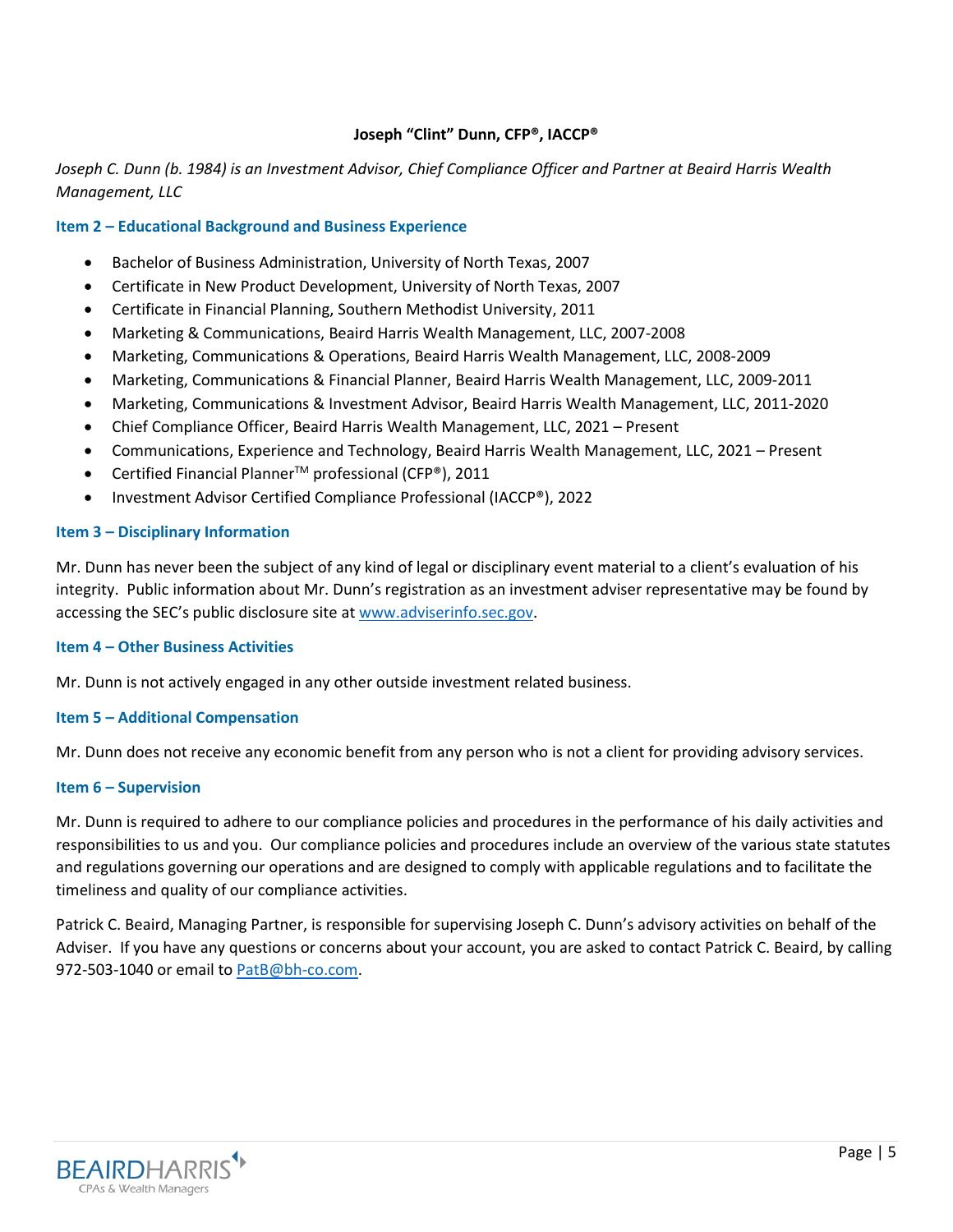**Joseph "Clint" Dunn, CFP®, IACCP®**

*Joseph C. Dunn (b. 1984) is an Investment Advisor, Chief Compliance Officer and Partner at Beaird Harris Wealth Management, LLC*

### Item 2 – Educational Background and Business Experience

- Bachelor of Business Administration, University of North Texas, 2007
- Certificate in New Product Development, University of North Texas, 2007
- Certificate in Financial Planning, Southern Methodist University, 2011
- Marketing & Communications, Beaird Harris Wealth Management, LLC, 2007-2008
- Marketing, Communications & Operations, Beaird Harris Wealth Management, LLC, 2008-2009
- Marketing, Communications & Financial Planner, Beaird Harris Wealth Management, LLC, 2009-2011
- Marketing, Communications & Investment Advisor, Beaird Harris Wealth Management, LLC, 2011-2020
- Chief Compliance Officer, Beaird Harris Wealth Management, LLC, 2021 – Present
- Communications, Experience and Technology, Beaird Harris Wealth Management, LLC, 2021 – Present
- Certified Financial Planner™ professional (CFP®), 2011
- Investment Advisor Certified Compliance Professional (IACCP®), 2022

### Item 3 – Disciplinary Information

Mr. Dunn has never been the subject of any kind of legal or disciplinary event material to a client's evaluation of his integrity. Public information about Mr. Dunn's registration as an investment adviser representative may be found by accessing the SEC's public disclosure site at www.adviserinfo.sec.gov.

### Item 4 – Other Business Activities

Mr. Dunn is not actively engaged in any other outside investment related business.

### Item 5 – Additional Compensation

Mr. Dunn does not receive any economic benefit from any person who is not a client for providing advisory services.

### Item 6 – Supervision

Mr. Dunn is required to adhere to our compliance policies and procedures in the performance of his daily activities and responsibilities to us and you. Our compliance policies and procedures include an overview of the various state statutes and regulations governing our operations and are designed to comply with applicable regulations and to facilitate the timeliness and quality of our compliance activities.

Patrick C. Beaird, Managing Partner, is responsible for supervising Joseph C. Dunn's advisory activities on behalf of the Adviser. If you have any questions or concerns about your account, you are asked to contact Patrick C. Beaird, by calling 972-503-1040 or email to PatB@bh-co.com.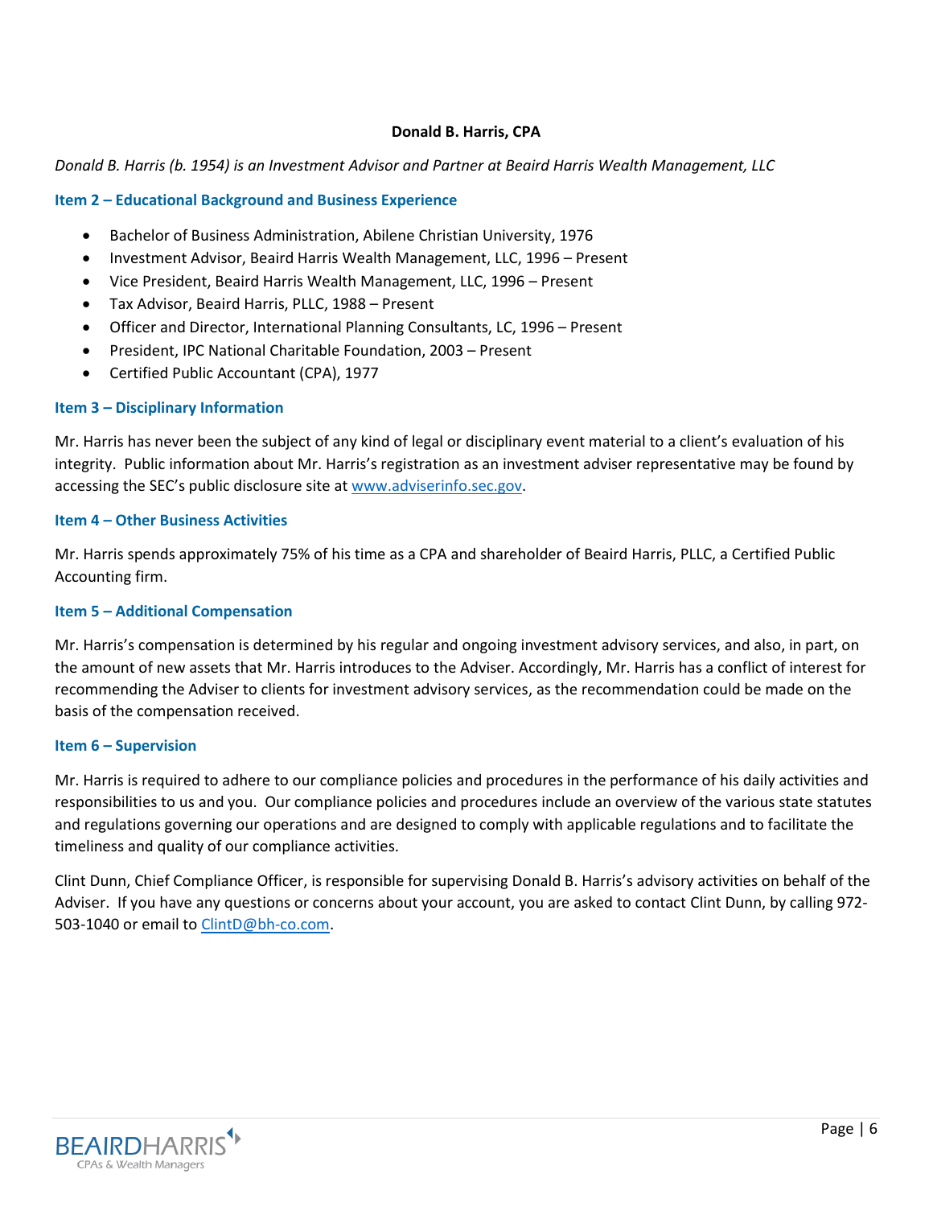**Donald B. Harris, CPA**

*Donald B. Harris (b. 1954) is an Investment Advisor and Partner at Beaird Harris Wealth Management, LLC*

### Item 2 – Educational Background and Business Experience

- Bachelor of Business Administration, Abilene Christian University, 1976
- Investment Advisor, Beaird Harris Wealth Management, LLC, 1996 – Present
- Vice President, Beaird Harris Wealth Management, LLC, 1996 – Present
- Tax Advisor, Beaird Harris, PLLC, 1988 – Present
- Officer and Director, International Planning Consultants, LC, 1996 – Present
- President, IPC National Charitable Foundation, 2003 – Present
- Certified Public Accountant (CPA), 1977

### Item 3 – Disciplinary Information

Mr. Harris has never been the subject of any kind of legal or disciplinary event material to a client's evaluation of his integrity. Public information about Mr. Harris's registration as an investment adviser representative may be found by accessing the SEC's public disclosure site at www.adviserinfo.sec.gov.

### Item 4 – Other Business Activities

Mr. Harris spends approximately 75% of his time as a CPA and shareholder of Beaird Harris, PLLC, a Certified Public Accounting firm.

### Item 5 – Additional Compensation

Mr. Harris's compensation is determined by his regular and ongoing investment advisory services, and also, in part, on the amount of new assets that Mr. Harris introduces to the Adviser. Accordingly, Mr. Harris has a conflict of interest for recommending the Adviser to clients for investment advisory services, as the recommendation could be made on the basis of the compensation received.

### Item 6 – Supervision

Mr. Harris is required to adhere to our compliance policies and procedures in the performance of his daily activities and responsibilities to us and you. Our compliance policies and procedures include an overview of the various state statutes and regulations governing our operations and are designed to comply with applicable regulations and to facilitate the timeliness and quality of our compliance activities.

Clint Dunn, Chief Compliance Officer, is responsible for supervising Donald B. Harris's advisory activities on behalf of the Adviser. If you have any questions or concerns about your account, you are asked to contact Clint Dunn, by calling 972-503-1040 or email to ClintD@bh-co.com.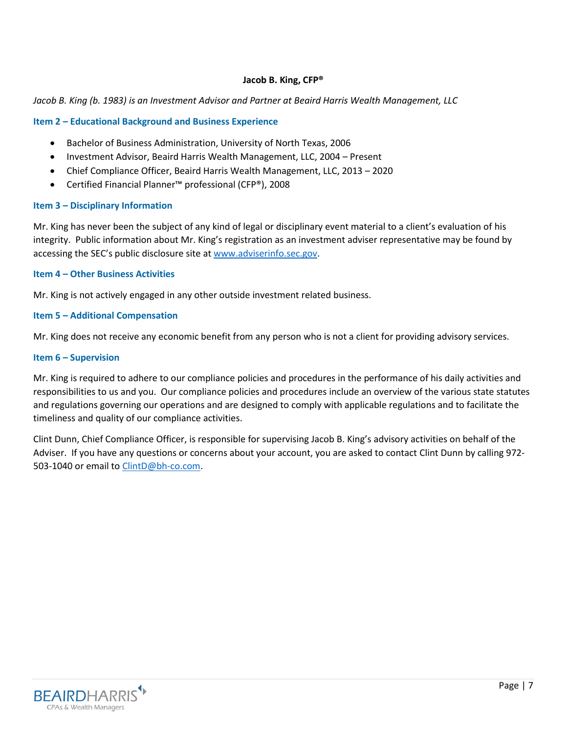**Jacob B. King, CFP®**

*Jacob B. King (b. 1983) is an Investment Advisor and Partner at Beaird Harris Wealth Management, LLC*

### Item 2 – Educational Background and Business Experience

- Bachelor of Business Administration, University of North Texas, 2006
- Investment Advisor, Beaird Harris Wealth Management, LLC, 2004 – Present
- Chief Compliance Officer, Beaird Harris Wealth Management, LLC, 2013 – 2020
- Certified Financial Planner™ professional (CFP®), 2008

### Item 3 – Disciplinary Information

Mr. King has never been the subject of any kind of legal or disciplinary event material to a client's evaluation of his integrity. Public information about Mr. King's registration as an investment adviser representative may be found by accessing the SEC's public disclosure site at www.adviserinfo.sec.gov.

### Item 4 – Other Business Activities

Mr. King is not actively engaged in any other outside investment related business.

### Item 5 – Additional Compensation

Mr. King does not receive any economic benefit from any person who is not a client for providing advisory services.

### Item 6 – Supervision

Mr. King is required to adhere to our compliance policies and procedures in the performance of his daily activities and responsibilities to us and you. Our compliance policies and procedures include an overview of the various state statutes and regulations governing our operations and are designed to comply with applicable regulations and to facilitate the timeliness and quality of our compliance activities.

Clint Dunn, Chief Compliance Officer, is responsible for supervising Jacob B. King's advisory activities on behalf of the Adviser. If you have any questions or concerns about your account, you are asked to contact Clint Dunn by calling 972-503-1040 or email to ClintD@bh-co.com.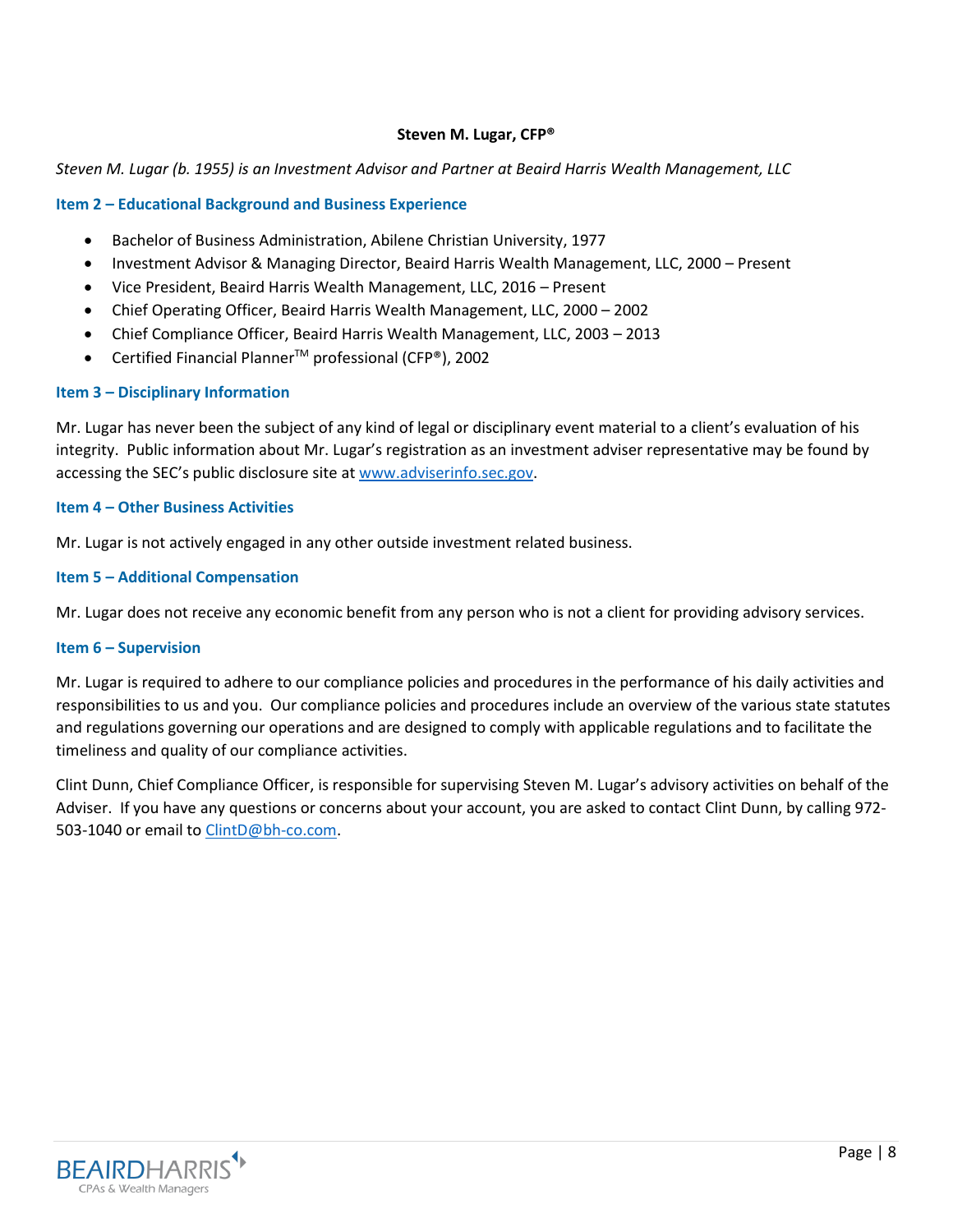**Steven M. Lugar, CFP®**

*Steven M. Lugar (b. 1955) is an Investment Advisor and Partner at Beaird Harris Wealth Management, LLC*

## Item 2 – Educational Background and Business Experience

- Bachelor of Business Administration, Abilene Christian University, 1977
- Investment Advisor & Managing Director, Beaird Harris Wealth Management, LLC, 2000 – Present
- Vice President, Beaird Harris Wealth Management, LLC, 2016 – Present
- Chief Operating Officer, Beaird Harris Wealth Management, LLC, 2000 – 2002
- Chief Compliance Officer, Beaird Harris Wealth Management, LLC, 2003 – 2013
- Certified Financial Planner™ professional (CFP®), 2002

## Item 3 – Disciplinary Information

Mr. Lugar has never been the subject of any kind of legal or disciplinary event material to a client's evaluation of his integrity. Public information about Mr. Lugar's registration as an investment adviser representative may be found by accessing the SEC's public disclosure site at www.adviserinfo.sec.gov.

## Item 4 – Other Business Activities

Mr. Lugar is not actively engaged in any other outside investment related business.

## Item 5 – Additional Compensation

Mr. Lugar does not receive any economic benefit from any person who is not a client for providing advisory services.

## Item 6 – Supervision

Mr. Lugar is required to adhere to our compliance policies and procedures in the performance of his daily activities and responsibilities to us and you. Our compliance policies and procedures include an overview of the various state statutes and regulations governing our operations and are designed to comply with applicable regulations and to facilitate the timeliness and quality of our compliance activities.

Clint Dunn, Chief Compliance Officer, is responsible for supervising Steven M. Lugar's advisory activities on behalf of the Adviser. If you have any questions or concerns about your account, you are asked to contact Clint Dunn, by calling 972-503-1040 or email to ClintD@bh-co.com.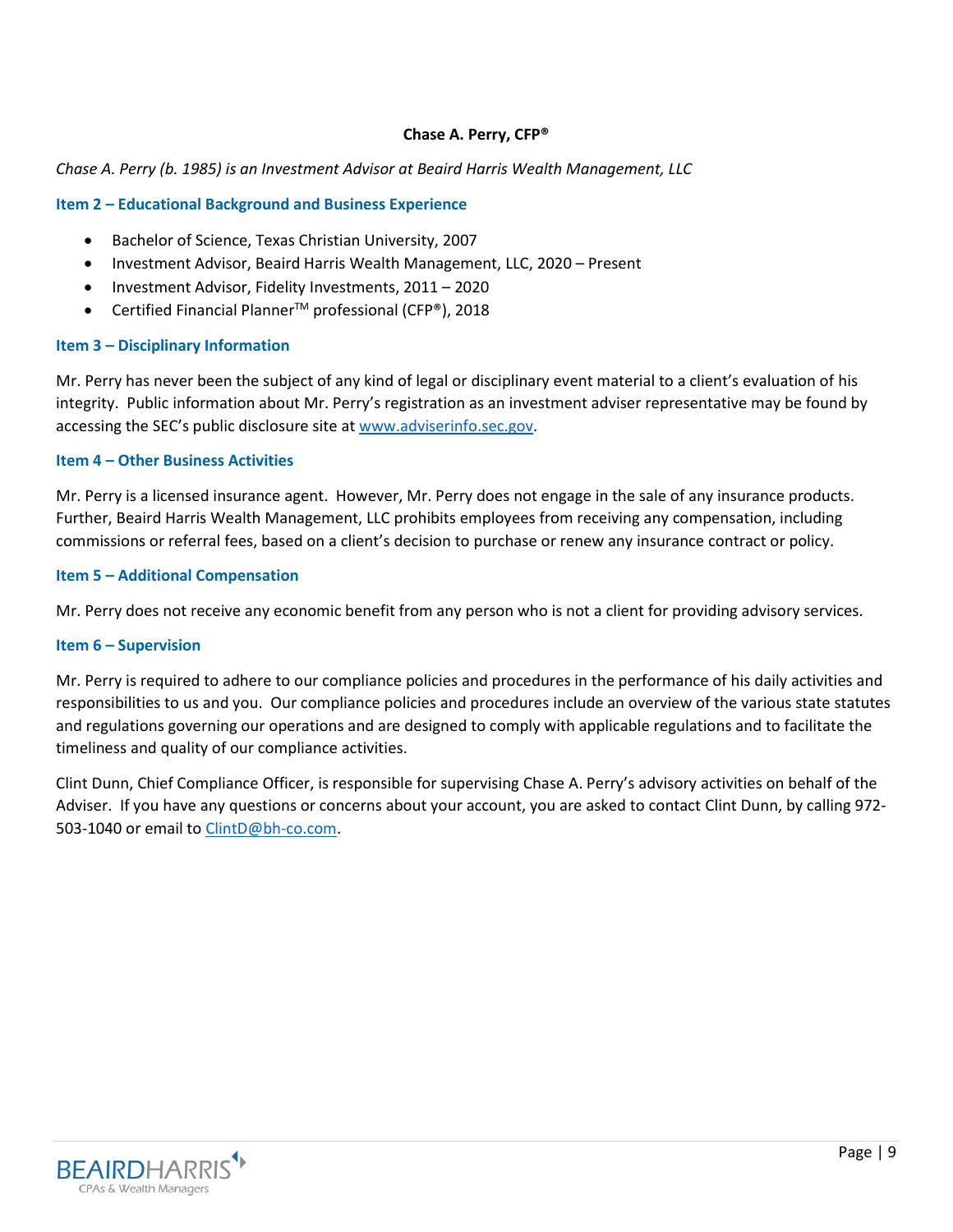**Chase A. Perry, CFP®**

*Chase A. Perry (b. 1985) is an Investment Advisor at Beaird Harris Wealth Management, LLC*

## Item 2 – Educational Background and Business Experience

- Bachelor of Science, Texas Christian University, 2007
- Investment Advisor, Beaird Harris Wealth Management, LLC, 2020 – Present
- Investment Advisor, Fidelity Investments, 2011 – 2020
- Certified Financial Planner™ professional (CFP®), 2018

## Item 3 – Disciplinary Information

Mr. Perry has never been the subject of any kind of legal or disciplinary event material to a client's evaluation of his integrity. Public information about Mr. Perry's registration as an investment adviser representative may be found by accessing the SEC's public disclosure site at www.adviserinfo.sec.gov.

## Item 4 – Other Business Activities

Mr. Perry is a licensed insurance agent. However, Mr. Perry does not engage in the sale of any insurance products. Further, Beaird Harris Wealth Management, LLC prohibits employees from receiving any compensation, including commissions or referral fees, based on a client's decision to purchase or renew any insurance contract or policy.

## Item 5 – Additional Compensation

Mr. Perry does not receive any economic benefit from any person who is not a client for providing advisory services.

## Item 6 – Supervision

Mr. Perry is required to adhere to our compliance policies and procedures in the performance of his daily activities and responsibilities to us and you. Our compliance policies and procedures include an overview of the various state statutes and regulations governing our operations and are designed to comply with applicable regulations and to facilitate the timeliness and quality of our compliance activities.

Clint Dunn, Chief Compliance Officer, is responsible for supervising Chase A. Perry's advisory activities on behalf of the Adviser. If you have any questions or concerns about your account, you are asked to contact Clint Dunn, by calling 972-503-1040 or email to ClintD@bh-co.com.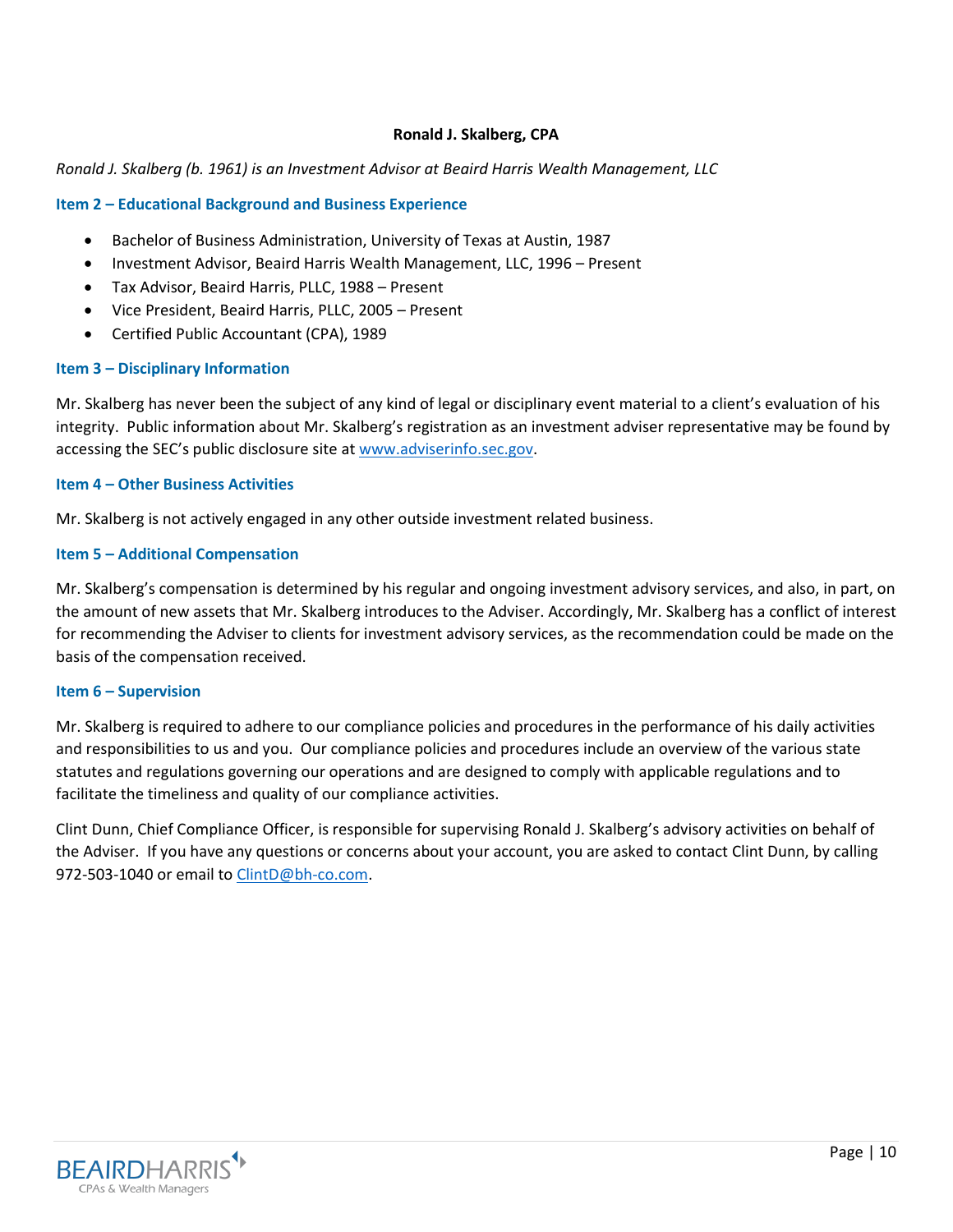## Ronald J. Skalberg, CPA

*Ronald J. Skalberg (b. 1961) is an Investment Advisor at Beaird Harris Wealth Management, LLC*

### Item 2 – Educational Background and Business Experience

- Bachelor of Business Administration, University of Texas at Austin, 1987
- Investment Advisor, Beaird Harris Wealth Management, LLC, 1996 – Present
- Tax Advisor, Beaird Harris, PLLC, 1988 – Present
- Vice President, Beaird Harris, PLLC, 2005 – Present
- Certified Public Accountant (CPA), 1989

### Item 3 – Disciplinary Information

Mr. Skalberg has never been the subject of any kind of legal or disciplinary event material to a client's evaluation of his integrity. Public information about Mr. Skalberg's registration as an investment adviser representative may be found by accessing the SEC's public disclosure site at www.adviserinfo.sec.gov.

### Item 4 – Other Business Activities

Mr. Skalberg is not actively engaged in any other outside investment related business.

### Item 5 – Additional Compensation

Mr. Skalberg's compensation is determined by his regular and ongoing investment advisory services, and also, in part, on the amount of new assets that Mr. Skalberg introduces to the Adviser. Accordingly, Mr. Skalberg has a conflict of interest for recommending the Adviser to clients for investment advisory services, as the recommendation could be made on the basis of the compensation received.

### Item 6 – Supervision

Mr. Skalberg is required to adhere to our compliance policies and procedures in the performance of his daily activities and responsibilities to us and you. Our compliance policies and procedures include an overview of the various state statutes and regulations governing our operations and are designed to comply with applicable regulations and to facilitate the timeliness and quality of our compliance activities.

Clint Dunn, Chief Compliance Officer, is responsible for supervising Ronald J. Skalberg's advisory activities on behalf of the Adviser. If you have any questions or concerns about your account, you are asked to contact Clint Dunn, by calling 972-503-1040 or email to ClintD@bh-co.com.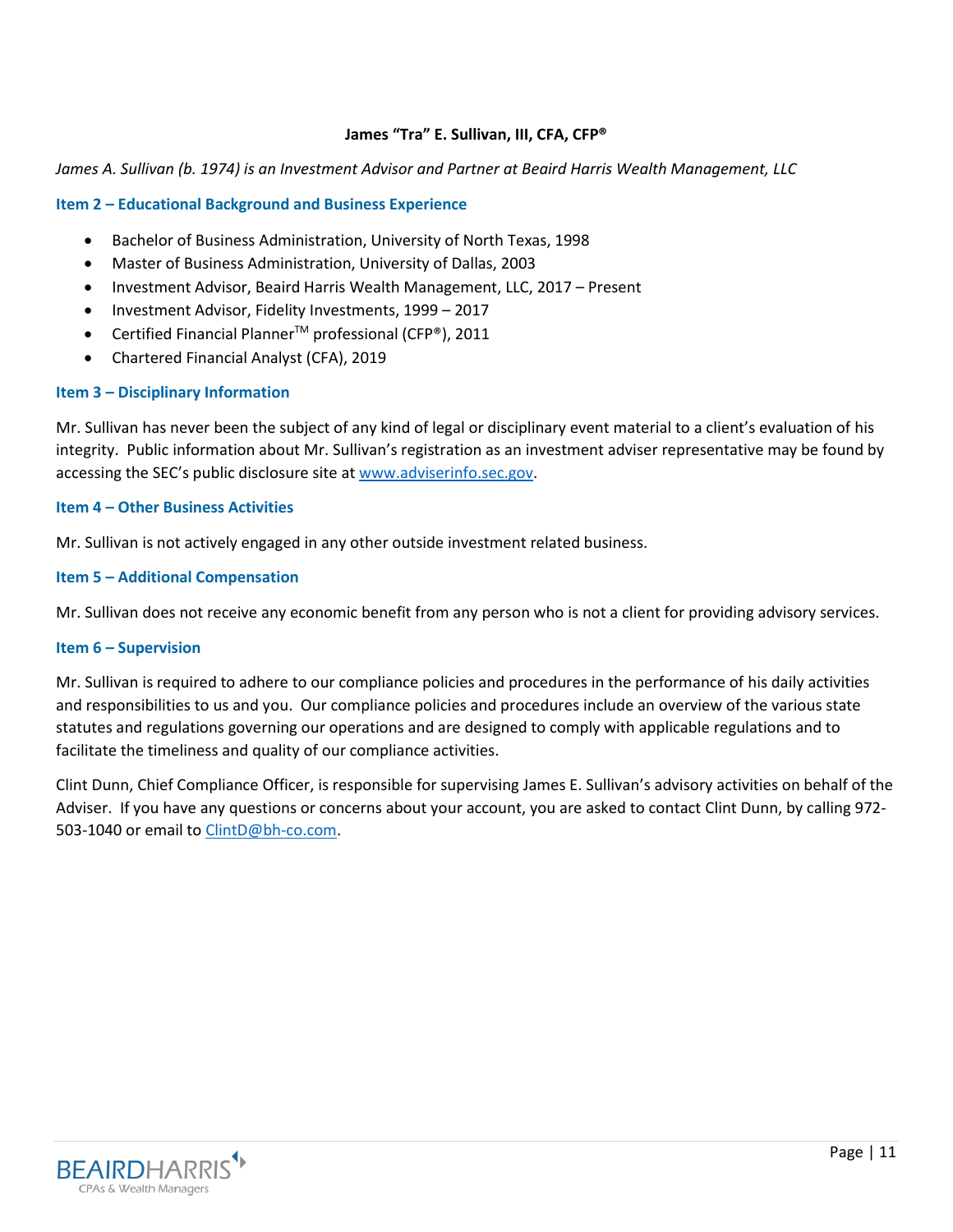**James "Tra" E. Sullivan, III, CFA, CFP®**

*James A. Sullivan (b. 1974) is an Investment Advisor and Partner at Beaird Harris Wealth Management, LLC*

### Item 2 – Educational Background and Business Experience

- Bachelor of Business Administration, University of North Texas, 1998
- Master of Business Administration, University of Dallas, 2003
- Investment Advisor, Beaird Harris Wealth Management, LLC, 2017 – Present
- Investment Advisor, Fidelity Investments, 1999 – 2017
- Certified Financial Planner™ professional (CFP®), 2011
- Chartered Financial Analyst (CFA), 2019

### Item 3 – Disciplinary Information

Mr. Sullivan has never been the subject of any kind of legal or disciplinary event material to a client's evaluation of his integrity. Public information about Mr. Sullivan's registration as an investment adviser representative may be found by accessing the SEC's public disclosure site at www.adviserinfo.sec.gov.

### Item 4 – Other Business Activities

Mr. Sullivan is not actively engaged in any other outside investment related business.

### Item 5 – Additional Compensation

Mr. Sullivan does not receive any economic benefit from any person who is not a client for providing advisory services.

### Item 6 – Supervision

Mr. Sullivan is required to adhere to our compliance policies and procedures in the performance of his daily activities and responsibilities to us and you. Our compliance policies and procedures include an overview of the various state statutes and regulations governing our operations and are designed to comply with applicable regulations and to facilitate the timeliness and quality of our compliance activities.

Clint Dunn, Chief Compliance Officer, is responsible for supervising James E. Sullivan's advisory activities on behalf of the Adviser. If you have any questions or concerns about your account, you are asked to contact Clint Dunn, by calling 972-503-1040 or email to ClintD@bh-co.com.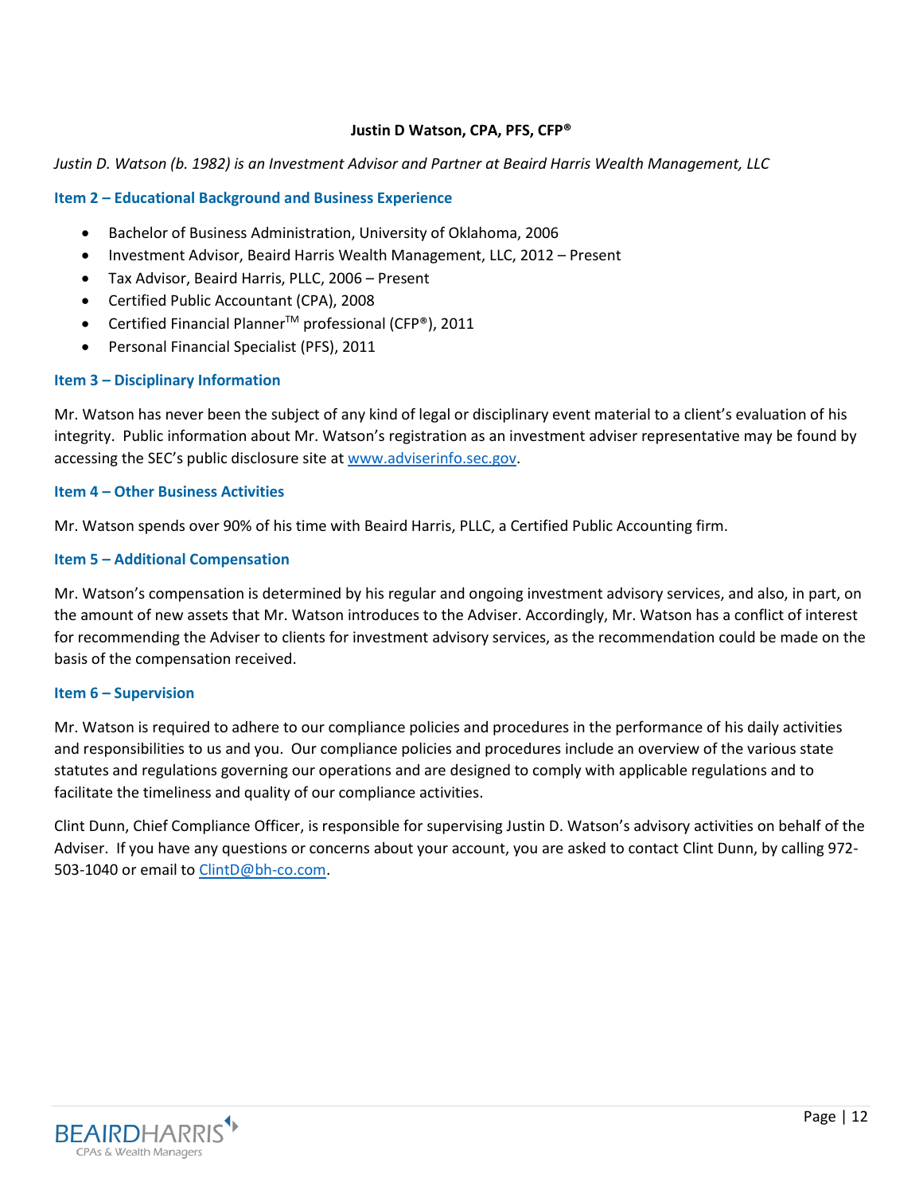**Justin D Watson, CPA, PFS, CFP®**

*Justin D. Watson (b. 1982) is an Investment Advisor and Partner at Beaird Harris Wealth Management, LLC*

## Item 2 – Educational Background and Business Experience

- Bachelor of Business Administration, University of Oklahoma, 2006
- Investment Advisor, Beaird Harris Wealth Management, LLC, 2012 – Present
- Tax Advisor, Beaird Harris, PLLC, 2006 – Present
- Certified Public Accountant (CPA), 2008
- Certified Financial Planner™ professional (CFP®), 2011
- Personal Financial Specialist (PFS), 2011

## Item 3 – Disciplinary Information

Mr. Watson has never been the subject of any kind of legal or disciplinary event material to a client's evaluation of his integrity. Public information about Mr. Watson's registration as an investment adviser representative may be found by accessing the SEC's public disclosure site at www.adviserinfo.sec.gov.

## Item 4 – Other Business Activities

Mr. Watson spends over 90% of his time with Beaird Harris, PLLC, a Certified Public Accounting firm.

## Item 5 – Additional Compensation

Mr. Watson's compensation is determined by his regular and ongoing investment advisory services, and also, in part, on the amount of new assets that Mr. Watson introduces to the Adviser. Accordingly, Mr. Watson has a conflict of interest for recommending the Adviser to clients for investment advisory services, as the recommendation could be made on the basis of the compensation received.

## Item 6 – Supervision

Mr. Watson is required to adhere to our compliance policies and procedures in the performance of his daily activities and responsibilities to us and you. Our compliance policies and procedures include an overview of the various state statutes and regulations governing our operations and are designed to comply with applicable regulations and to facilitate the timeliness and quality of our compliance activities.

Clint Dunn, Chief Compliance Officer, is responsible for supervising Justin D. Watson's advisory activities on behalf of the Adviser. If you have any questions or concerns about your account, you are asked to contact Clint Dunn, by calling 972-503-1040 or email to ClintD@bh-co.com.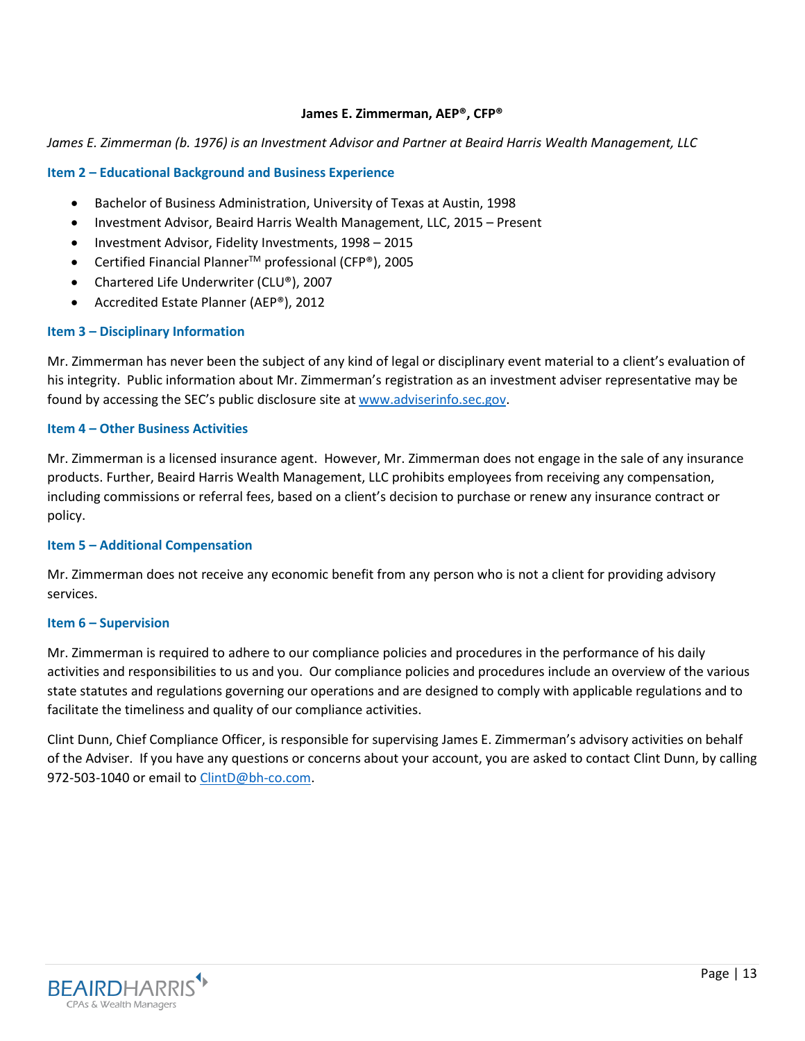**James E. Zimmerman, AEP®, CFP®**

*James E. Zimmerman (b. 1976) is an Investment Advisor and Partner at Beaird Harris Wealth Management, LLC*

### Item 2 – Educational Background and Business Experience

- Bachelor of Business Administration, University of Texas at Austin, 1998
- Investment Advisor, Beaird Harris Wealth Management, LLC, 2015 – Present
- Investment Advisor, Fidelity Investments, 1998 – 2015
- Certified Financial Planner™ professional (CFP®), 2005
- Chartered Life Underwriter (CLU®), 2007
- Accredited Estate Planner (AEP®), 2012

### Item 3 – Disciplinary Information

Mr. Zimmerman has never been the subject of any kind of legal or disciplinary event material to a client's evaluation of his integrity. Public information about Mr. Zimmerman's registration as an investment adviser representative may be found by accessing the SEC's public disclosure site at www.adviserinfo.sec.gov.

### Item 4 – Other Business Activities

Mr. Zimmerman is a licensed insurance agent. However, Mr. Zimmerman does not engage in the sale of any insurance products. Further, Beaird Harris Wealth Management, LLC prohibits employees from receiving any compensation, including commissions or referral fees, based on a client's decision to purchase or renew any insurance contract or policy.

### Item 5 – Additional Compensation

Mr. Zimmerman does not receive any economic benefit from any person who is not a client for providing advisory services.

### Item 6 – Supervision

Mr. Zimmerman is required to adhere to our compliance policies and procedures in the performance of his daily activities and responsibilities to us and you. Our compliance policies and procedures include an overview of the various state statutes and regulations governing our operations and are designed to comply with applicable regulations and to facilitate the timeliness and quality of our compliance activities.

Clint Dunn, Chief Compliance Officer, is responsible for supervising James E. Zimmerman's advisory activities on behalf of the Adviser. If you have any questions or concerns about your account, you are asked to contact Clint Dunn, by calling 972-503-1040 or email to ClintD@bh-co.com.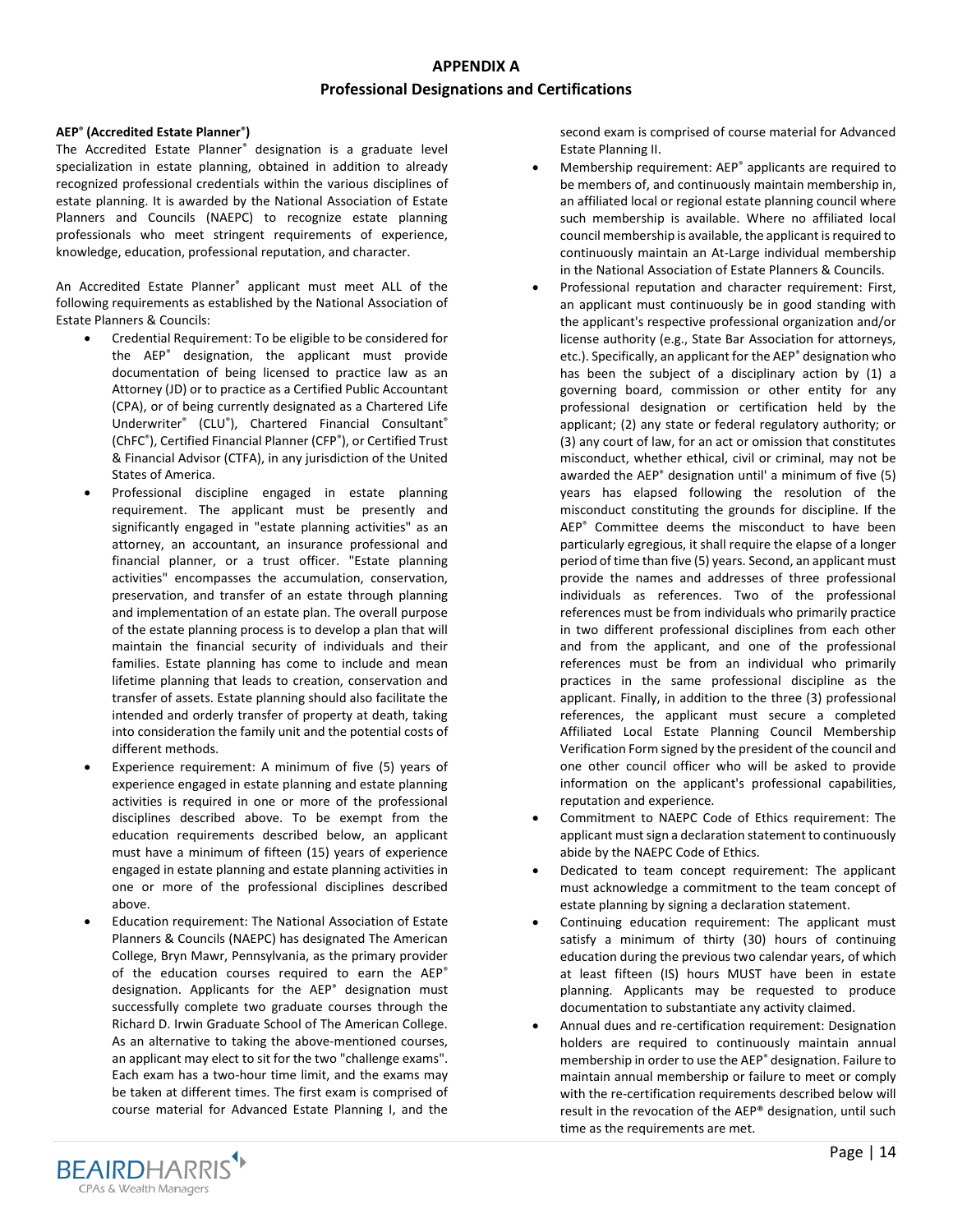## APPENDIX A

## Professional Designations and Certifications

**AEP® (Accredited Estate Planner®)**

The Accredited Estate Planner® designation is a graduate level specialization in estate planning, obtained in addition to already recognized professional credentials within the various disciplines of estate planning. It is awarded by the National Association of Estate Planners and Councils (NAEPC) to recognize estate planning professionals who meet stringent requirements of experience, knowledge, education, professional reputation, and character.

An Accredited Estate Planner® applicant must meet ALL of the following requirements as established by the National Association of Estate Planners & Councils:

- Credential Requirement: To be eligible to be considered for the AEP® designation, the applicant must provide documentation of being licensed to practice law as an Attorney (JD) or to practice as a Certified Public Accountant (CPA), or of being currently designated as a Chartered Life Underwriter® (CLU®), Chartered Financial Consultant® (ChFC®), Certified Financial Planner (CFP®), or Certified Trust & Financial Advisor (CTFA), in any jurisdiction of the United States of America.
- Professional discipline engaged in estate planning requirement. The applicant must be presently and significantly engaged in "estate planning activities" as an attorney, an accountant, an insurance professional and financial planner, or a trust officer. "Estate planning activities" encompasses the accumulation, conservation, preservation, and transfer of an estate through planning and implementation of an estate plan. The overall purpose of the estate planning process is to develop a plan that will maintain the financial security of individuals and their families. Estate planning has come to include and mean lifetime planning that leads to creation, conservation and transfer of assets. Estate planning should also facilitate the intended and orderly transfer of property at death, taking into consideration the family unit and the potential costs of different methods.
- Experience requirement: A minimum of five (5) years of experience engaged in estate planning and estate planning activities is required in one or more of the professional disciplines described above. To be exempt from the education requirements described below, an applicant must have a minimum of fifteen (15) years of experience engaged in estate planning and estate planning activities in one or more of the professional disciplines described above.
- Education requirement: The National Association of Estate Planners & Councils (NAEPC) has designated The American College, Bryn Mawr, Pennsylvania, as the primary provider of the education courses required to earn the AEP® designation. Applicants for the AEP® designation must successfully complete two graduate courses through the Richard D. Irwin Graduate School of The American College. As an alternative to taking the above-mentioned courses, an applicant may elect to sit for the two "challenge exams". Each exam has a two-hour time limit, and the exams may be taken at different times. The first exam is comprised of course material for Advanced Estate Planning I, and the second exam is comprised of course material for Advanced Estate Planning II.
- Membership requirement: AEP® applicants are required to be members of, and continuously maintain membership in, an affiliated local or regional estate planning council where such membership is available. Where no affiliated local council membership is available, the applicant is required to continuously maintain an At-Large individual membership in the National Association of Estate Planners & Councils.
- Professional reputation and character requirement: First, an applicant must continuously be in good standing with the applicant's respective professional organization and/or license authority (e.g., State Bar Association for attorneys, etc.). Specifically, an applicant for the AEP® designation who has been the subject of a disciplinary action by (1) a governing board, commission or other entity for any professional designation or certification held by the applicant; (2) any state or federal regulatory authority; or (3) any court of law, for an act or omission that constitutes misconduct, whether ethical, civil or criminal, may not be awarded the AEP® designation until' a minimum of five (5) years has elapsed following the resolution of the misconduct constituting the grounds for discipline. If the AEP® Committee deems the misconduct to have been particularly egregious, it shall require the elapse of a longer period of time than five (5) years. Second, an applicant must provide the names and addresses of three professional individuals as references. Two of the professional references must be from individuals who primarily practice in two different professional disciplines from each other and from the applicant, and one of the professional references must be from an individual who primarily practices in the same professional discipline as the applicant. Finally, in addition to the three (3) professional references, the applicant must secure a completed Affiliated Local Estate Planning Council Membership Verification Form signed by the president of the council and one other council officer who will be asked to provide information on the applicant's professional capabilities, reputation and experience.
- Commitment to NAEPC Code of Ethics requirement: The applicant must sign a declaration statement to continuously abide by the NAEPC Code of Ethics.
- Dedicated to team concept requirement: The applicant must acknowledge a commitment to the team concept of estate planning by signing a declaration statement.
- Continuing education requirement: The applicant must satisfy a minimum of thirty (30) hours of continuing education during the previous two calendar years, of which at least fifteen (IS) hours MUST have been in estate planning. Applicants may be requested to produce documentation to substantiate any activity claimed.
- Annual dues and re-certification requirement: Designation holders are required to continuously maintain annual membership in order to use the AEP® designation. Failure to maintain annual membership or failure to meet or comply with the re-certification requirements described below will result in the revocation of the AEP® designation, until such time as the requirements are met.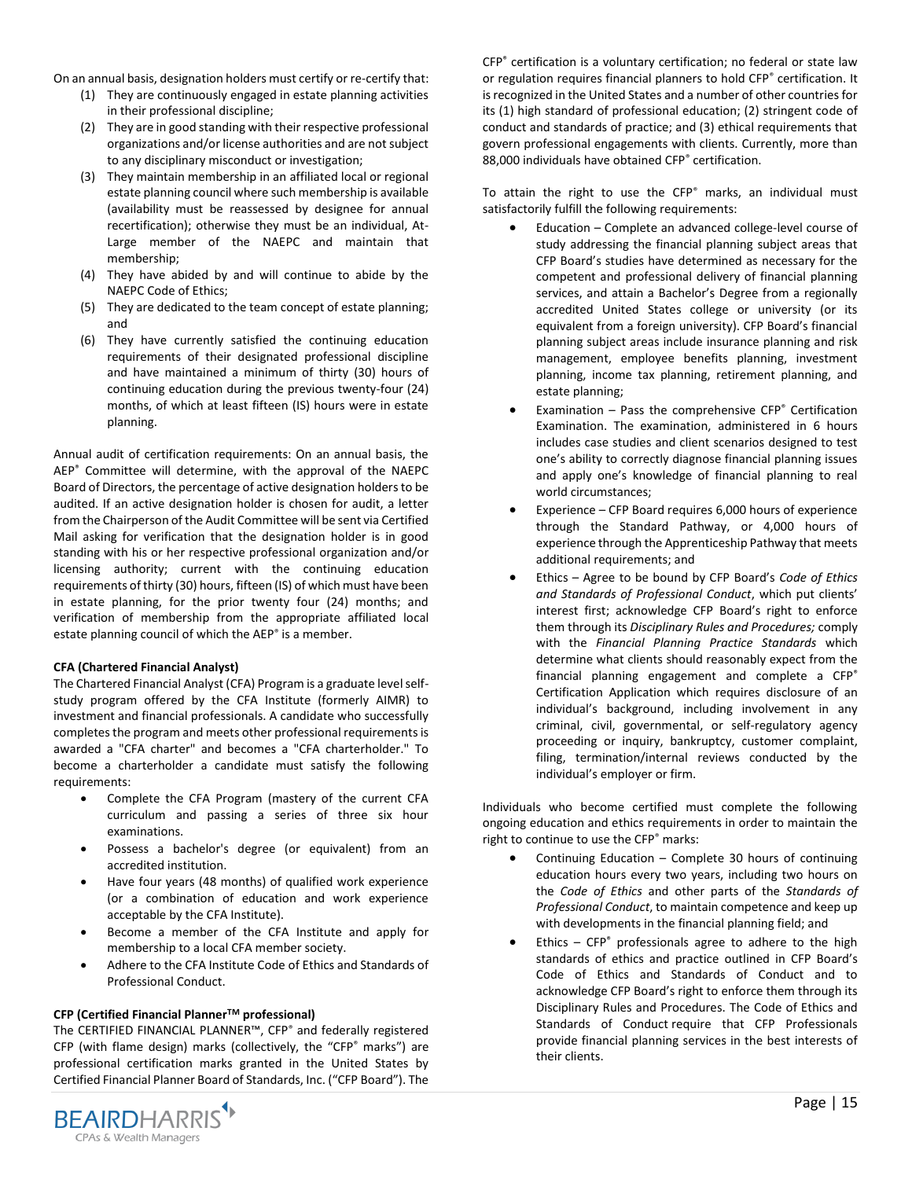On an annual basis, designation holders must certify or re-certify that:

1. They are continuously engaged in estate planning activities in their professional discipline;
2. They are in good standing with their respective professional organizations and/or license authorities and are not subject to any disciplinary misconduct or investigation;
3. They maintain membership in an affiliated local or regional estate planning council where such membership is available (availability must be reassessed by designee for annual recertification); otherwise they must be an individual, At-Large member of the NAEPC and maintain that membership;
4. They have abided by and will continue to abide by the NAEPC Code of Ethics;
5. They are dedicated to the team concept of estate planning; and
6. They have currently satisfied the continuing education requirements of their designated professional discipline and have maintained a minimum of thirty (30) hours of continuing education during the previous twenty-four (24) months, of which at least fifteen (IS) hours were in estate planning.

Annual audit of certification requirements: On an annual basis, the AEP® Committee will determine, with the approval of the NAEPC Board of Directors, the percentage of active designation holders to be audited. If an active designation holder is chosen for audit, a letter from the Chairperson of the Audit Committee will be sent via Certified Mail asking for verification that the designation holder is in good standing with his or her respective professional organization and/or licensing authority; current with the continuing education requirements of thirty (30) hours, fifteen (IS) of which must have been in estate planning, for the prior twenty four (24) months; and verification of membership from the appropriate affiliated local estate planning council of which the AEP® is a member.

**CFA (Chartered Financial Analyst)**

The Chartered Financial Analyst (CFA) Program is a graduate level self-study program offered by the CFA Institute (formerly AIMR) to investment and financial professionals. A candidate who successfully completes the program and meets other professional requirements is awarded a "CFA charter" and becomes a "CFA charterholder." To become a charterholder a candidate must satisfy the following requirements:

- Complete the CFA Program (mastery of the current CFA curriculum and passing a series of three six hour examinations.
- Possess a bachelor's degree (or equivalent) from an accredited institution.
- Have four years (48 months) of qualified work experience (or a combination of education and work experience acceptable by the CFA Institute).
- Become a member of the CFA Institute and apply for membership to a local CFA member society.
- Adhere to the CFA Institute Code of Ethics and Standards of Professional Conduct.

**CFP (Certified Financial Planner™ professional)**

The CERTIFIED FINANCIAL PLANNER™, CFP® and federally registered CFP (with flame design) marks (collectively, the "CFP® marks") are professional certification marks granted in the United States by Certified Financial Planner Board of Standards, Inc. ("CFP Board"). The CFP® certification is a voluntary certification; no federal or state law or regulation requires financial planners to hold CFP® certification. It is recognized in the United States and a number of other countries for its (1) high standard of professional education; (2) stringent code of conduct and standards of practice; and (3) ethical requirements that govern professional engagements with clients. Currently, more than 88,000 individuals have obtained CFP® certification.

To attain the right to use the CFP® marks, an individual must satisfactorily fulfill the following requirements:

- Education – Complete an advanced college-level course of study addressing the financial planning subject areas that CFP Board's studies have determined as necessary for the competent and professional delivery of financial planning services, and attain a Bachelor's Degree from a regionally accredited United States college or university (or its equivalent from a foreign university). CFP Board's financial planning subject areas include insurance planning and risk management, employee benefits planning, investment planning, income tax planning, retirement planning, and estate planning;
- Examination – Pass the comprehensive CFP® Certification Examination. The examination, administered in 6 hours includes case studies and client scenarios designed to test one's ability to correctly diagnose financial planning issues and apply one's knowledge of financial planning to real world circumstances;
- Experience – CFP Board requires 6,000 hours of experience through the Standard Pathway, or 4,000 hours of experience through the Apprenticeship Pathway that meets additional requirements; and
- Ethics – Agree to be bound by CFP Board's *Code of Ethics and Standards of Professional Conduct*, which put clients' interest first; acknowledge CFP Board's right to enforce them through its *Disciplinary Rules and Procedures;* comply with the *Financial Planning Practice Standards* which determine what clients should reasonably expect from the financial planning engagement and complete a CFP® Certification Application which requires disclosure of an individual's background, including involvement in any criminal, civil, governmental, or self-regulatory agency proceeding or inquiry, bankruptcy, customer complaint, filing, termination/internal reviews conducted by the individual's employer or firm.

Individuals who become certified must complete the following ongoing education and ethics requirements in order to maintain the right to continue to use the CFP® marks:

- Continuing Education – Complete 30 hours of continuing education hours every two years, including two hours on the *Code of Ethics* and other parts of the *Standards of Professional Conduct*, to maintain competence and keep up with developments in the financial planning field; and
- Ethics – CFP® professionals agree to adhere to the high standards of ethics and practice outlined in CFP Board's Code of Ethics and Standards of Conduct and to acknowledge CFP Board's right to enforce them through its Disciplinary Rules and Procedures. The Code of Ethics and Standards of Conduct require that CFP Professionals provide financial planning services in the best interests of their clients.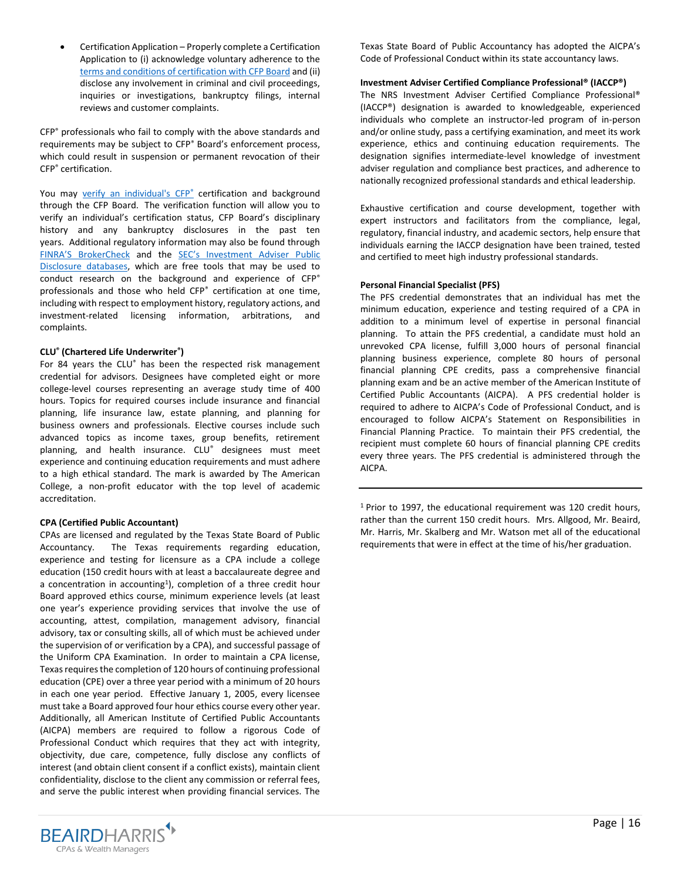- Certification Application – Properly complete a Certification Application to (i) acknowledge voluntary adherence to the terms and conditions of certification with CFP Board and (ii) disclose any involvement in criminal and civil proceedings, inquiries or investigations, bankruptcy filings, internal reviews and customer complaints.

CFP® professionals who fail to comply with the above standards and requirements may be subject to CFP® Board's enforcement process, which could result in suspension or permanent revocation of their CFP® certification.

You may verify an individual's CFP® certification and background through the CFP Board. The verification function will allow you to verify an individual's certification status, CFP Board's disciplinary history and any bankruptcy disclosures in the past ten years. Additional regulatory information may also be found through FINRA'S BrokerCheck and the SEC's Investment Adviser Public Disclosure databases, which are free tools that may be used to conduct research on the background and experience of CFP® professionals and those who held CFP® certification at one time, including with respect to employment history, regulatory actions, and investment-related licensing information, arbitrations, and complaints.

**CLU® (Chartered Life Underwriter®)**
For 84 years the CLU® has been the respected risk management credential for advisors. Designees have completed eight or more college-level courses representing an average study time of 400 hours. Topics for required courses include insurance and financial planning, life insurance law, estate planning, and planning for business owners and professionals. Elective courses include such advanced topics as income taxes, group benefits, retirement planning, and health insurance. CLU® designees must meet experience and continuing education requirements and must adhere to a high ethical standard. The mark is awarded by The American College, a non-profit educator with the top level of academic accreditation.

**CPA (Certified Public Accountant)**
CPAs are licensed and regulated by the Texas State Board of Public Accountancy. The Texas requirements regarding education, experience and testing for licensure as a CPA include a college education (150 credit hours with at least a baccalaureate degree and a concentration in accounting[1]), completion of a three credit hour Board approved ethics course, minimum experience levels (at least one year's experience providing services that involve the use of accounting, attest, compilation, management advisory, financial advisory, tax or consulting skills, all of which must be achieved under the supervision of or verification by a CPA), and successful passage of the Uniform CPA Examination. In order to maintain a CPA license, Texas requires the completion of 120 hours of continuing professional education (CPE) over a three year period with a minimum of 20 hours in each one year period. Effective January 1, 2005, every licensee must take a Board approved four hour ethics course every other year. Additionally, all American Institute of Certified Public Accountants (AICPA) members are required to follow a rigorous Code of Professional Conduct which requires that they act with integrity, objectivity, due care, competence, fully disclose any conflicts of interest (and obtain client consent if a conflict exists), maintain client confidentiality, disclose to the client any commission or referral fees, and serve the public interest when providing financial services. The Texas State Board of Public Accountancy has adopted the AICPA's Code of Professional Conduct within its state accountancy laws.

**Investment Adviser Certified Compliance Professional® (IACCP®)**
The NRS Investment Adviser Certified Compliance Professional® (IACCP®) designation is awarded to knowledgeable, experienced individuals who complete an instructor-led program of in-person and/or online study, pass a certifying examination, and meet its work experience, ethics and continuing education requirements. The designation signifies intermediate-level knowledge of investment adviser regulation and compliance best practices, and adherence to nationally recognized professional standards and ethical leadership.

Exhaustive certification and course development, together with expert instructors and facilitators from the compliance, legal, regulatory, financial industry, and academic sectors, help ensure that individuals earning the IACCP designation have been trained, tested and certified to meet high industry professional standards.

**Personal Financial Specialist (PFS)**
The PFS credential demonstrates that an individual has met the minimum education, experience and testing required of a CPA in addition to a minimum level of expertise in personal financial planning. To attain the PFS credential, a candidate must hold an unrevoked CPA license, fulfill 3,000 hours of personal financial planning business experience, complete 80 hours of personal financial planning CPE credits, pass a comprehensive financial planning exam and be an active member of the American Institute of Certified Public Accountants (AICPA). A PFS credential holder is required to adhere to AICPA's Code of Professional Conduct, and is encouraged to follow AICPA's Statement on Responsibilities in Financial Planning Practice. To maintain their PFS credential, the recipient must complete 60 hours of financial planning CPE credits every three years. The PFS credential is administered through the AICPA.

---

[1] Prior to 1997, the educational requirement was 120 credit hours, rather than the current 150 credit hours. Mrs. Allgood, Mr. Beaird, Mr. Harris, Mr. Skalberg and Mr. Watson met all of the educational requirements that were in effect at the time of his/her graduation.